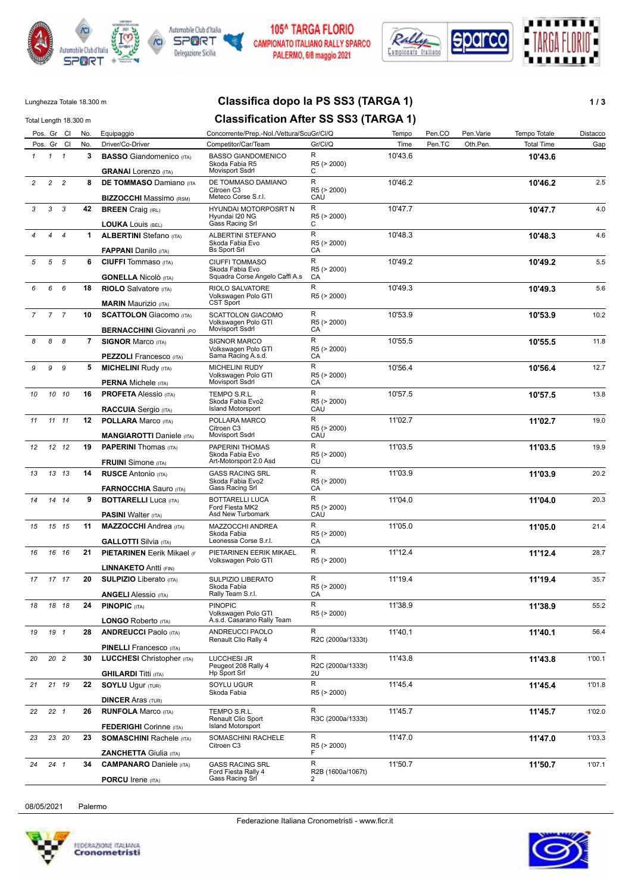105^ TARGA FLORIO
CAMPIONATO ITALIANO RALLY SPARCO
PALERMO, 6/8 maggio 2021

Lunghezza Totale 18.300 m

Total Length 18.300 m

# Classifica dopo la PS SS3 (TARGA 1)

# Classification After SS SS3 (TARGA 1)

| Pos. | Gr | Cl | No. | Equipaggio / Driver/Co-Driver | Concorrente/Prep.-Nol./Vettura/ScuGr/Cl/Q / Competitor/Car/Team | Gr/Cl/Q | Tempo / Time | Pen.CO / Pen.TC | Pen.Varie / Oth.Pen. | Tempo Totale / Total Time | Distacco / Gap |
|---|---|---|---|---|---|---|---|---|---|---|---|
| 1 | 1 | 1 | 3 | **BASSO** Giandomenico (ITA) / **GRANAI** Lorenzo (ITA) | BASSO GIANDOMENICO / Skoda Fabia R5 / Movisport Ssdrl | R / R5 (> 2000) / C | 10'43.6 | | | **10'43.6** | |
| 2 | 2 | 2 | 8 | **DE TOMMASO** Damiano (ITA / **BIZZOCCHI** Massimo (RSM) | DE TOMMASO DAMIANO / Citroen C3 / Meteco Corse S.r.l. | R / R5 (> 2000) / CAU | 10'46.2 | | | **10'46.2** | 2.5 |
| 3 | 3 | 3 | 42 | **BREEN** Craig (IRL) / **LOUKA** Louis (BEL) | HYUNDAI MOTORPOSRT N / Hyundai I20 NG / Gass Racing Srl | R / R5 (> 2000) / C | 10'47.7 | | | **10'47.7** | 4.0 |
| 4 | 4 | 4 | 1 | **ALBERTINI** Stefano (ITA) / **FAPPANI** Danilo (ITA) | ALBERTINI STEFANO / Skoda Fabia Evo / Bs Sport Srl | R / R5 (> 2000) / CA | 10'48.3 | | | **10'48.3** | 4.6 |
| 5 | 5 | 5 | 6 | **CIUFFI** Tommaso (ITA) / **GONELLA** Nicolò (ITA) | CIUFFI TOMMASO / Skoda Fabia Evo / Squadra Corse Angelo Caffi A.s | R / R5 (> 2000) / CA | 10'49.2 | | | **10'49.2** | 5.5 |
| 6 | 6 | 6 | 18 | **RIOLO** Salvatore (ITA) / **MARIN** Maurizio (ITA) | RIOLO SALVATORE / Volkswagen Polo GTI / CST Sport | R / R5 (> 2000) | 10'49.3 | | | **10'49.3** | 5.6 |
| 7 | 7 | 7 | 10 | **SCATTOLON** Giacomo (ITA) / **BERNACCHINI** Giovanni (PO | SCATTOLON GIACOMO / Volkswagen Polo GTI / Movisport Ssdrl | R / R5 (> 2000) / CA | 10'53.9 | | | **10'53.9** | 10.2 |
| 8 | 8 | 8 | 7 | **SIGNOR** Marco (ITA) / **PEZZOLI** Francesco (ITA) | SIGNOR MARCO / Volkswagen Polo GTI / Sama Racing A.s.d. | R / R5 (> 2000) / CA | 10'55.5 | | | **10'55.5** | 11.8 |
| 9 | 9 | 9 | 5 | **MICHELINI** Rudy (ITA) / **PERNA** Michele (ITA) | MICHELINI RUDY / Volkswagen Polo GTI / Movisport Ssdrl | R / R5 (> 2000) / CA | 10'56.4 | | | **10'56.4** | 12.7 |
| 10 | 10 | 10 | 16 | **PROFETA** Alessio (ITA) / **RACCUIA** Sergio (ITA) | TEMPO S.R.L. / Skoda Fabia Evo2 / Island Motorsport | R / R5 (> 2000) / CAU | 10'57.5 | | | **10'57.5** | 13.8 |
| 11 | 11 | 11 | 12 | **POLLARA** Marco (ITA) / **MANGIAROTTI** Daniele (ITA) | POLLARA MARCO / Citroen C3 / Movisport Ssdrl | R / R5 (> 2000) / CAU | 11'02.7 | | | **11'02.7** | 19.0 |
| 12 | 12 | 12 | 19 | **PAPERINI** Thomas (ITA) / **FRUINI** Simone (ITA) | PAPERINI THOMAS / Skoda Fabia Evo / Art-Motorsport 2.0 Asd | R / R5 (> 2000) / CU | 11'03.5 | | | **11'03.5** | 19.9 |
| 13 | 13 | 13 | 14 | **RUSCE** Antonio (ITA) / **FARNOCCHIA** Sauro (ITA) | GASS RACING SRL / Skoda Fabia Evo2 / Gass Racing Srl | R / R5 (> 2000) / CA | 11'03.9 | | | **11'03.9** | 20.2 |
| 14 | 14 | 14 | 9 | **BOTTARELLI** Luca (ITA) / **PASINI** Walter (ITA) | BOTTARELLI LUCA / Ford Fiesta MK2 / Asd New Turbomark | R / R5 (> 2000) / CAU | 11'04.0 | | | **11'04.0** | 20.3 |
| 15 | 15 | 15 | 11 | **MAZZOCCHI** Andrea (ITA) / **GALLOTTI** Silvia (ITA) | MAZZOCCHI ANDREA / Skoda Fabia / Leonessa Corse S.r.l. | R / R5 (> 2000) / CA | 11'05.0 | | | **11'05.0** | 21.4 |
| 16 | 16 | 16 | 21 | **PIETARINEN** Eerik Mikael (F / **LINNAKETO** Antti (FIN) | PIETARINEN EERIK MIKAEL / Volkswagen Polo GTI | R / R5 (> 2000) | 11'12.4 | | | **11'12.4** | 28.7 |
| 17 | 17 | 17 | 20 | **SULPIZIO** Liberato (ITA) / **ANGELI** Alessio (ITA) | SULPIZIO LIBERATO / Skoda Fabia / Rally Team S.r.l. | R / R5 (> 2000) / CA | 11'19.4 | | | **11'19.4** | 35.7 |
| 18 | 18 | 18 | 24 | **PINOPIC** (ITA) / **LONGO** Roberto (ITA) | PINOPIC / Volkswagen Polo GTI / A.s.d. Casarano Rally Team | R / R5 (> 2000) | 11'38.9 | | | **11'38.9** | 55.2 |
| 19 | 19 | 1 | 28 | **ANDREUCCI** Paolo (ITA) / **PINELLI** Francesco (ITA) | ANDREUCCI PAOLO / Renault Clio Rally 4 | R / R2C (2000a/1333t) | 11'40.1 | | | **11'40.1** | 56.4 |
| 20 | 20 | 2 | 30 | **LUCCHESI** Christopher (ITA) / **GHILARDI** Titti (ITA) | LUCCHESI JR / Peugeot 208 Rally 4 / Hp Sport Srl | R / R2C (2000a/1333t) / 2U | 11'43.8 | | | **11'43.8** | 1'00.1 |
| 21 | 21 | 19 | 22 | **SOYLU** Ugur (TUR) / **DINCER** Aras (TUR) | SOYLU UGUR / Skoda Fabia | R / R5 (> 2000) | 11'45.4 | | | **11'45.4** | 1'01.8 |
| 22 | 22 | 1 | 26 | **RUNFOLA** Marco (ITA) / **FEDERIGHI** Corinne (ITA) | TEMPO S.R.L. / Renault Clio Sport / Island Motorsport | R / R3C (2000a/1333t) | 11'45.7 | | | **11'45.7** | 1'02.0 |
| 23 | 23 | 20 | 23 | **SOMASCHINI** Rachele (ITA) / **ZANCHETTA** Giulia (ITA) | SOMASCHINI RACHELE / Citroen C3 | R / R5 (> 2000) / F | 11'47.0 | | | **11'47.0** | 1'03.3 |
| 24 | 24 | 1 | 34 | **CAMPANARO** Daniele (ITA) / **PORCU** Irene (ITA) | GASS RACING SRL / Ford Fiesta Rally 4 / Gass Racing Srl | R / R2B (1600a/1067t) / 2 | 11'50.7 | | | **11'50.7** | 1'07.1 |

08/05/2021 Palermo

Federazione Italiana Cronometristi - www.ficr.it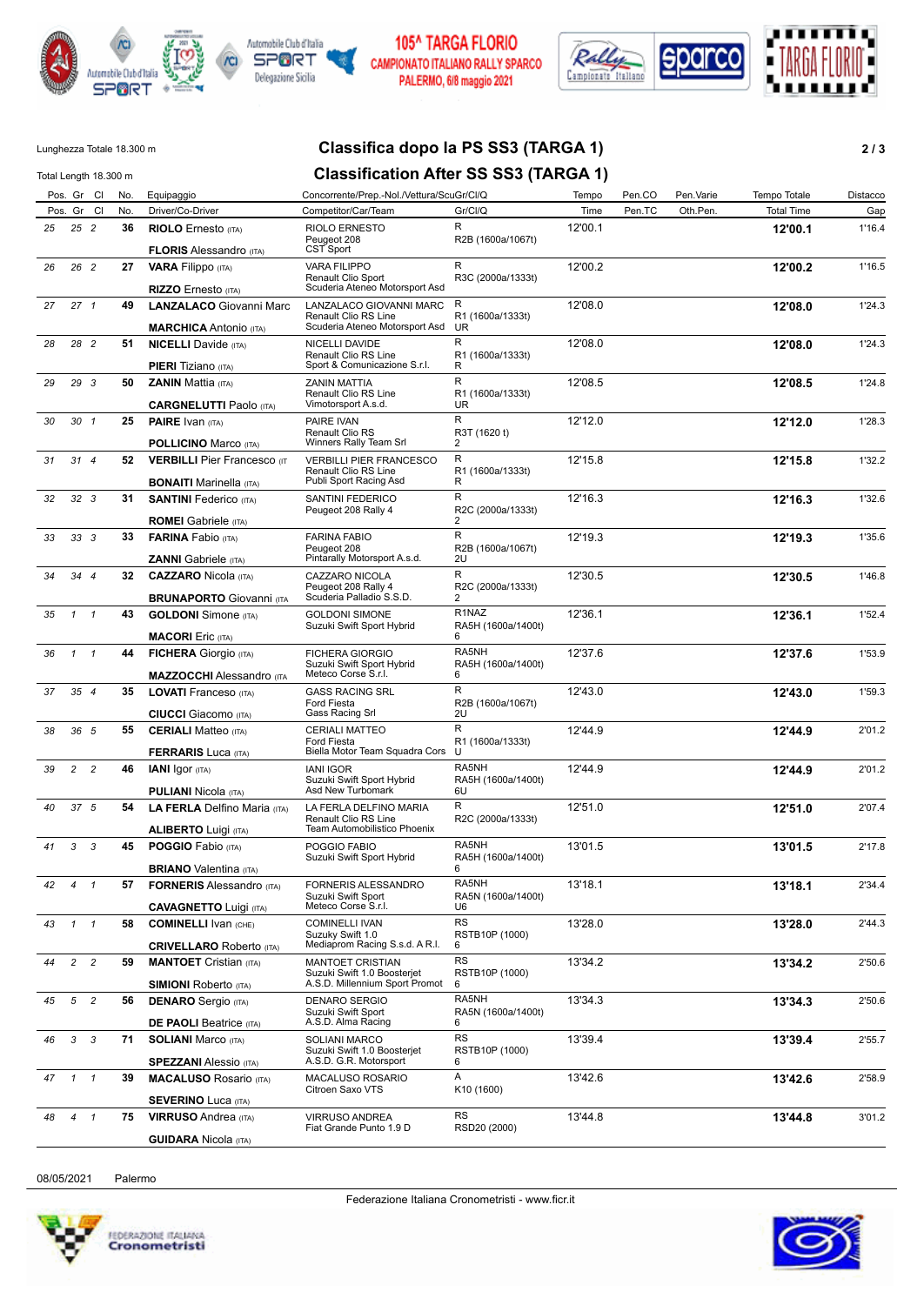105^ TARGA FLORIO
CAMPIONATO ITALIANO RALLY SPARCO
PALERMO, 6/8 maggio 2021

Lunghezza Totale 18.300 m

Total Length 18.300 m

# Classifica dopo la PS SS3 (TARGA 1)

# Classification After SS SS3 (TARGA 1)

| Pos. | Gr | Cl | No. | Equipaggio / Driver/Co-Driver | Concorrente/Prep.-Nol./Vettura/ScuGr/Cl/Q / Competitor/Car/Team | Gr/Cl/Q | Tempo / Time | Pen.CO / Pen.TC | Pen.Varie / Oth.Pen. | Tempo Totale / Total Time | Distacco / Gap |
|---|---|---|---|---|---|---|---|---|---|---|---|
| 25 | 25 | 2 | 36 | **RIOLO** Ernesto (ITA) / **FLORIS** Alessandro (ITA) | RIOLO ERNESTO / Peugeot 208 / CST Sport | R / R2B (1600a/1067t) | 12'00.1 | | | **12'00.1** | 1'16.4 |
| 26 | 26 | 2 | 27 | **VARA** Filippo (ITA) / **RIZZO** Ernesto (ITA) | VARA FILIPPO / Renault Clio Sport / Scuderia Ateneo Motorsport Asd | R / R3C (2000a/1333t) | 12'00.2 | | | **12'00.2** | 1'16.5 |
| 27 | 27 | 1 | 49 | **LANZALACO** Giovanni Marc / **MARCHICA** Antonio (ITA) | LANZALACO GIOVANNI MARC / Renault Clio RS Line / Scuderia Ateneo Motorsport Asd | R / R1 (1600a/1333t) / UR | 12'08.0 | | | **12'08.0** | 1'24.3 |
| 28 | 28 | 2 | 51 | **NICELLI** Davide (ITA) / **PIERI** Tiziano (ITA) | NICELLI DAVIDE / Renault Clio RS Line / Sport & Comunicazione S.r.l. | R / R1 (1600a/1333t) / R | 12'08.0 | | | **12'08.0** | 1'24.3 |
| 29 | 29 | 3 | 50 | **ZANIN** Mattia (ITA) / **CARGNELUTTI** Paolo (ITA) | ZANIN MATTIA / Renault Clio RS Line / Vimotorsport A.s.d. | R / R1 (1600a/1333t) / UR | 12'08.5 | | | **12'08.5** | 1'24.8 |
| 30 | 30 | 1 | 25 | **PAIRE** Ivan (ITA) / **POLLICINO** Marco (ITA) | PAIRE IVAN / Renault Clio RS / Winners Rally Team Srl | R / R3T (1620 t) / 2 | 12'12.0 | | | **12'12.0** | 1'28.3 |
| 31 | 31 | 4 | 52 | **VERBILLI** Pier Francesco (IT / **BONAITI** Marinella (ITA) | VERBILLI PIER FRANCESCO / Renault Clio RS Line / Publi Sport Racing Asd | R / R1 (1600a/1333t) / R | 12'15.8 | | | **12'15.8** | 1'32.2 |
| 32 | 32 | 3 | 31 | **SANTINI** Federico (ITA) / **ROMEI** Gabriele (ITA) | SANTINI FEDERICO / Peugeot 208 Rally 4 | R / R2C (2000a/1333t) / 2 | 12'16.3 | | | **12'16.3** | 1'32.6 |
| 33 | 33 | 3 | 33 | **FARINA** Fabio (ITA) / **ZANNI** Gabriele (ITA) | FARINA FABIO / Peugeot 208 / Pintarally Motorsport A.s.d. | R / R2B (1600a/1067t) / 2U | 12'19.3 | | | **12'19.3** | 1'35.6 |
| 34 | 34 | 4 | 32 | **CAZZARO** Nicola (ITA) / **BRUNAPORTO** Giovanni (ITA | CAZZARO NICOLA / Peugeot 208 Rally 4 / Scuderia Palladio S.S.D. | R / R2C (2000a/1333t) / 2 | 12'30.5 | | | **12'30.5** | 1'46.8 |
| 35 | 1 | 1 | 43 | **GOLDONI** Simone (ITA) / **MACORI** Eric (ITA) | GOLDONI SIMONE / Suzuki Swift Sport Hybrid | R1NAZ / RA5H (1600a/1400t) / 6 | 12'36.1 | | | **12'36.1** | 1'52.4 |
| 36 | 1 | 1 | 44 | **FICHERA** Giorgio (ITA) / **MAZZOCCHI** Alessandro (ITA | FICHERA GIORGIO / Suzuki Swift Sport Hybrid / Meteco Corse S.r.l. | RA5NH / RA5H (1600a/1400t) / 6 | 12'37.6 | | | **12'37.6** | 1'53.9 |
| 37 | 35 | 4 | 35 | **LOVATI** Franceso (ITA) / **CIUCCI** Giacomo (ITA) | GASS RACING SRL / Ford Fiesta / Gass Racing Srl | R / R2B (1600a/1067t) / 2U | 12'43.0 | | | **12'43.0** | 1'59.3 |
| 38 | 36 | 5 | 55 | **CERIALI** Matteo (ITA) / **FERRARIS** Luca (ITA) | CERIALI MATTEO / Ford Fiesta / Biella Motor Team Squadra Cors | R / R1 (1600a/1333t) / U | 12'44.9 | | | **12'44.9** | 2'01.2 |
| 39 | 2 | 2 | 46 | **IANI** Igor (ITA) / **PULIANI** Nicola (ITA) | IANI IGOR / Suzuki Swift Sport Hybrid / Asd New Turbomark | RA5NH / RA5H (1600a/1400t) / 6U | 12'44.9 | | | **12'44.9** | 2'01.2 |
| 40 | 37 | 5 | 54 | **LA FERLA** Delfino Maria (ITA) / **ALIBERTO** Luigi (ITA) | LA FERLA DELFINO MARIA / Renault Clio RS Line / Team Automobilistico Phoenix | R / R2C (2000a/1333t) | 12'51.0 | | | **12'51.0** | 2'07.4 |
| 41 | 3 | 3 | 45 | **POGGIO** Fabio (ITA) / **BRIANO** Valentina (ITA) | POGGIO FABIO / Suzuki Swift Sport Hybrid | RA5NH / RA5H (1600a/1400t) / 6 | 13'01.5 | | | **13'01.5** | 2'17.8 |
| 42 | 4 | 1 | 57 | **FORNERIS** Alessandro (ITA) / **CAVAGNETTO** Luigi (ITA) | FORNERIS ALESSANDRO / Suzuki Swift Sport / Meteco Corse S.r.l. | RA5NH / RA5N (1600a/1400t) / U6 | 13'18.1 | | | **13'18.1** | 2'34.4 |
| 43 | 1 | 1 | 58 | **COMINELLI** Ivan (CHE) / **CRIVELLARO** Roberto (ITA) | COMINELLI IVAN / Suzuky Swift 1.0 / Mediaprom Racing S.s.d. A R.l. | RS / RSTB10P (1000) / 6 | 13'28.0 | | | **13'28.0** | 2'44.3 |
| 44 | 2 | 2 | 59 | **MANTOET** Cristian (ITA) / **SIMIONI** Roberto (ITA) | MANTOET CRISTIAN / Suzuki Swift 1.0 Boosterjet / A.S.D. Millennium Sport Promot | RS / RSTB10P (1000) / 6 | 13'34.2 | | | **13'34.2** | 2'50.6 |
| 45 | 5 | 2 | 56 | **DENARO** Sergio (ITA) / **DE PAOLI** Beatrice (ITA) | DENARO SERGIO / Suzuki Swift Sport / A.S.D. Alma Racing | RA5NH / RA5N (1600a/1400t) / 6 | 13'34.3 | | | **13'34.3** | 2'50.6 |
| 46 | 3 | 3 | 71 | **SOLIANI** Marco (ITA) / **SPEZZANI** Alessio (ITA) | SOLIANI MARCO / Suzuki Swift 1.0 Boosterjet / A.S.D. G.R. Motorsport | RS / RSTB10P (1000) / 6 | 13'39.4 | | | **13'39.4** | 2'55.7 |
| 47 | 1 | 1 | 39 | **MACALUSO** Rosario (ITA) / **SEVERINO** Luca (ITA) | MACALUSO ROSARIO / Citroen Saxo VTS | A / K10 (1600) | 13'42.6 | | | **13'42.6** | 2'58.9 |
| 48 | 4 | 1 | 75 | **VIRRUSO** Andrea (ITA) / **GUIDARA** Nicola (ITA) | VIRRUSO ANDREA / Fiat Grande Punto 1.9 D | RS / RSD20 (2000) | 13'44.8 | | | **13'44.8** | 3'01.2 |

08/05/2021 Palermo

Federazione Italiana Cronometristi - www.ficr.it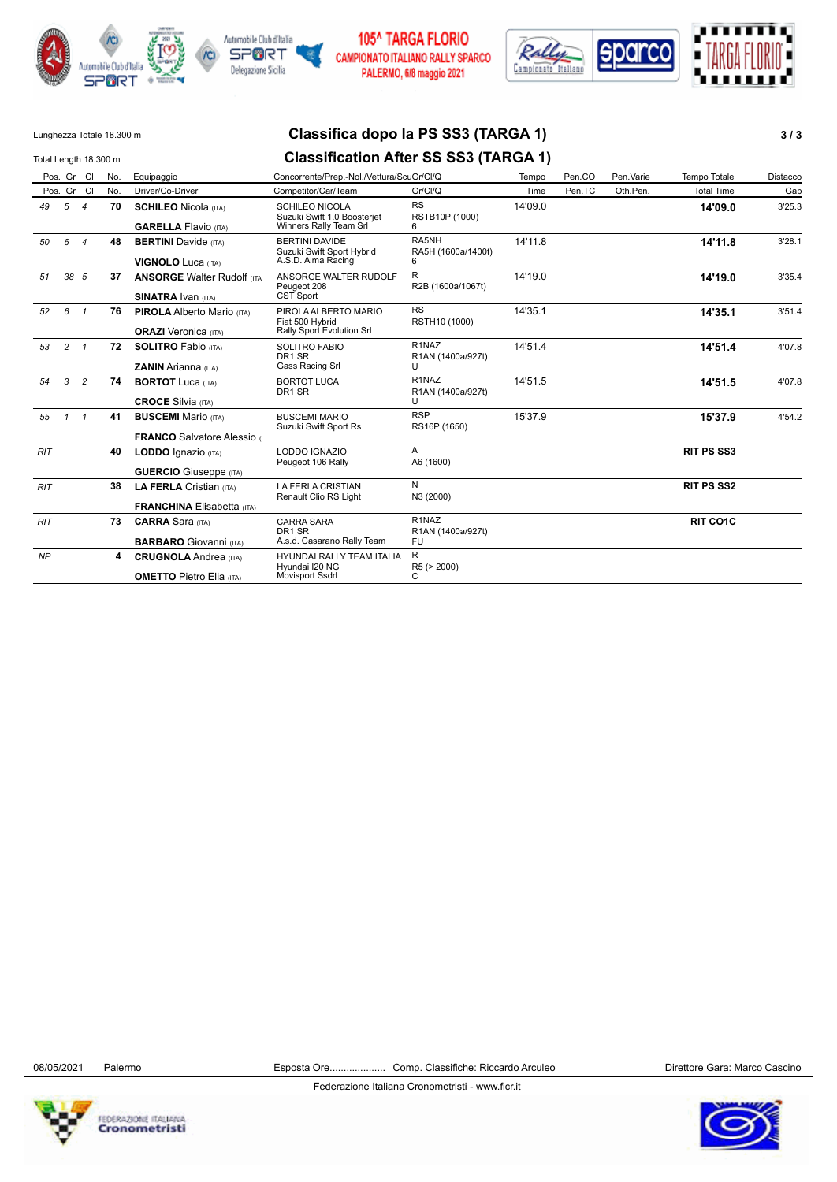105^ TARGA FLORIO
CAMPIONATO ITALIANO RALLY SPARCO
PALERMO, 6/8 maggio 2021

Lunghezza Totale 18.300 m

Total Length 18.300 m

# Classifica dopo la PS SS3 (TARGA 1)

# Classification After SS SS3 (TARGA 1)

| Pos. | Gr | Cl | No. | Equipaggio / Driver/Co-Driver | Concorrente/Prep.-Nol./Vettura / Competitor/Car/Team | ScuGr/Cl/Q / Gr/Cl/Q | Tempo / Time | Pen.CO / Pen.TC | Pen.Varie / Oth.Pen. | Tempo Totale / Total Time | Distacco / Gap |
|---|---|---|---|---|---|---|---|---|---|---|---|
| 49 | 5 | 4 | 70 | **SCHILEO** Nicola (ITA) / **GARELLA** Flavio (ITA) | SCHILEO NICOLA / Suzuki Swift 1.0 Boosterjet / Winners Rally Team Srl | RS / RSTB10P (1000) / 6 | 14'09.0 | | | **14'09.0** | 3'25.3 |
| 50 | 6 | 4 | 48 | **BERTINI** Davide (ITA) / **VIGNOLO** Luca (ITA) | BERTINI DAVIDE / Suzuki Swift Sport Hybrid / A.S.D. Alma Racing | RA5NH / RA5H (1600a/1400t) / 6 | 14'11.8 | | | **14'11.8** | 3'28.1 |
| 51 | 38 | 5 | 37 | **ANSORGE** Walter Rudolf (ITA / **SINATRA** Ivan (ITA) | ANSORGE WALTER RUDOLF / Peugeot 208 / CST Sport | R / R2B (1600a/1067t) | 14'19.0 | | | **14'19.0** | 3'35.4 |
| 52 | 6 | 1 | 76 | **PIROLA** Alberto Mario (ITA) / **ORAZI** Veronica (ITA) | PIROLA ALBERTO MARIO / Fiat 500 Hybrid / Rally Sport Evolution Srl | RS / RSTH10 (1000) | 14'35.1 | | | **14'35.1** | 3'51.4 |
| 53 | 2 | 1 | 72 | **SOLITRO** Fabio (ITA) / **ZANIN** Arianna (ITA) | SOLITRO FABIO / DR1 SR / Gass Racing Srl | R1NAZ / R1AN (1400a/927t) / U | 14'51.4 | | | **14'51.4** | 4'07.8 |
| 54 | 3 | 2 | 74 | **BORTOT** Luca (ITA) / **CROCE** Silvia (ITA) | BORTOT LUCA / DR1 SR | R1NAZ / R1AN (1400a/927t) / U | 14'51.5 | | | **14'51.5** | 4'07.8 |
| 55 | 1 | 1 | 41 | **BUSCEMI** Mario (ITA) / **FRANCO** Salvatore Alessio ( | BUSCEMI MARIO / Suzuki Swift Sport Rs | RSP / RS16P (1650) | 15'37.9 | | | **15'37.9** | 4'54.2 |
| RIT | | | 40 | **LODDO** Ignazio (ITA) / **GUERCIO** Giuseppe (ITA) | LODDO IGNAZIO / Peugeot 106 Rally | A / A6 (1600) | | | | **RIT PS SS3** | |
| RIT | | | 38 | **LA FERLA** Cristian (ITA) / **FRANCHINA** Elisabetta (ITA) | LA FERLA CRISTIAN / Renault Clio RS Light | N / N3 (2000) | | | | **RIT PS SS2** | |
| RIT | | | 73 | **CARRA** Sara (ITA) / **BARBARO** Giovanni (ITA) | CARRA SARA / DR1 SR / A.s.d. Casarano Rally Team | R1NAZ / R1AN (1400a/927t) / FU | | | | **RIT CO1C** | |
| NP | | | 4 | **CRUGNOLA** Andrea (ITA) / **OMETTO** Pietro Elia (ITA) | HYUNDAI RALLY TEAM ITALIA / Hyundai I20 NG / Movisport Ssdrl | R / R5 (> 2000) / C | | | | | |

08/05/2021 Palermo | Esposta Ore.................... Comp. Classifiche: Riccardo Arculeo | Direttore Gara: Marco Cascino

Federazione Italiana Cronometristi - www.ficr.it